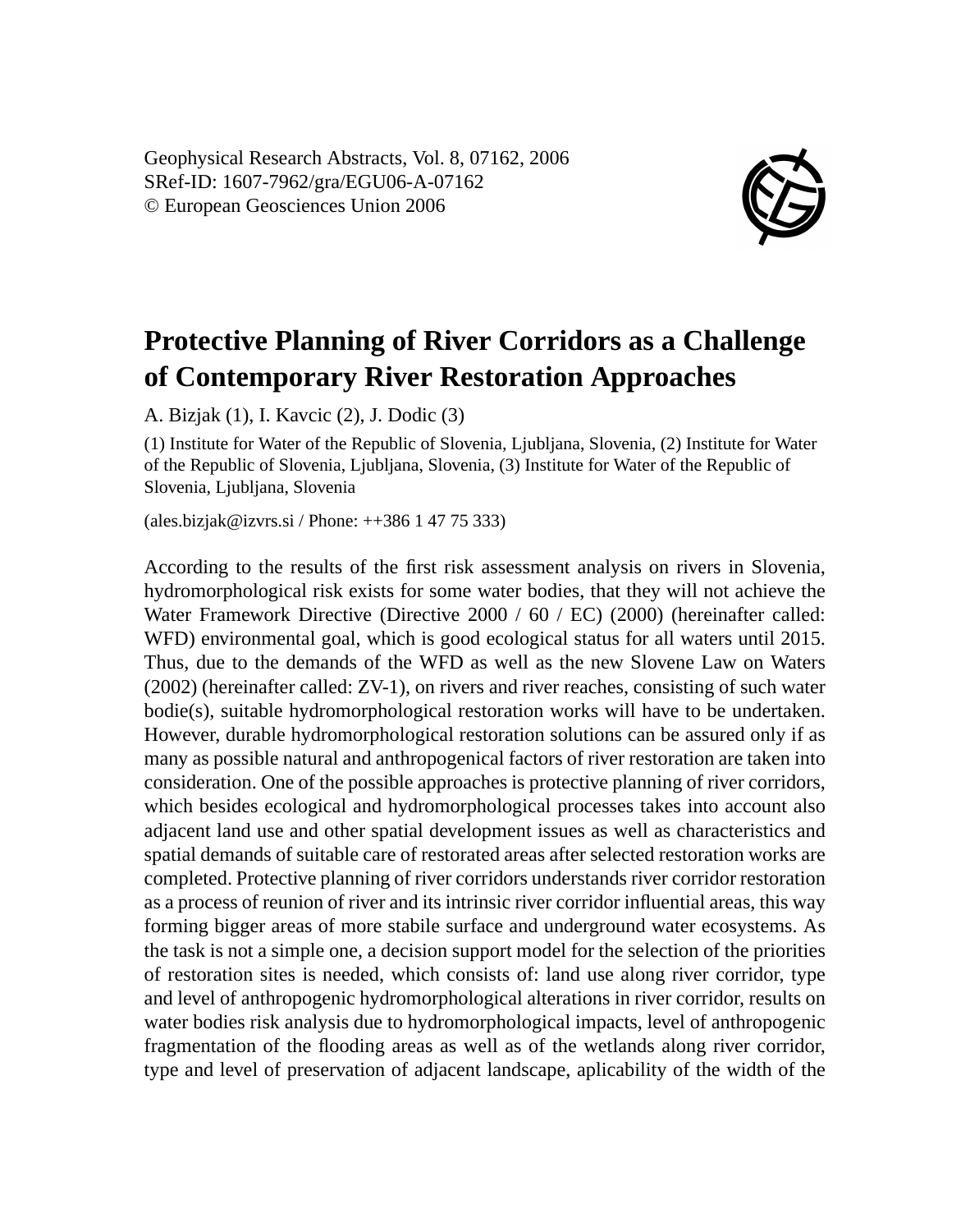Geophysical Research Abstracts, Vol. 8, 07162, 2006
SRef-ID: 1607-7962/gra/EGU06-A-07162
© European Geosciences Union 2006

# Protective Planning of River Corridors as a Challenge of Contemporary River Restoration Approaches

A. Bizjak (1), I. Kavcic (2), J. Dodic (3)

(1) Institute for Water of the Republic of Slovenia, Ljubljana, Slovenia, (2) Institute for Water of the Republic of Slovenia, Ljubljana, Slovenia, (3) Institute for Water of the Republic of Slovenia, Ljubljana, Slovenia

(ales.bizjak@izvrs.si / Phone: ++386 1 47 75 333)

According to the results of the first risk assessment analysis on rivers in Slovenia, hydromorphological risk exists for some water bodies, that they will not achieve the Water Framework Directive (Directive 2000 / 60 / EC) (2000) (hereinafter called: WFD) environmental goal, which is good ecological status for all waters until 2015. Thus, due to the demands of the WFD as well as the new Slovene Law on Waters (2002) (hereinafter called: ZV-1), on rivers and river reaches, consisting of such water bodie(s), suitable hydromorphological restoration works will have to be undertaken. However, durable hydromorphological restoration solutions can be assured only if as many as possible natural and anthropogenical factors of river restoration are taken into consideration. One of the possible approaches is protective planning of river corridors, which besides ecological and hydromorphological processes takes into account also adjacent land use and other spatial development issues as well as characteristics and spatial demands of suitable care of restorated areas after selected restoration works are completed. Protective planning of river corridors understands river corridor restoration as a process of reunion of river and its intrinsic river corridor influential areas, this way forming bigger areas of more stabile surface and underground water ecosystems. As the task is not a simple one, a decision support model for the selection of the priorities of restoration sites is needed, which consists of: land use along river corridor, type and level of anthropogenic hydromorphological alterations in river corridor, results on water bodies risk analysis due to hydromorphological impacts, level of anthropogenic fragmentation of the flooding areas as well as of the wetlands along river corridor, type and level of preservation of adjacent landscape, aplicability of the width of the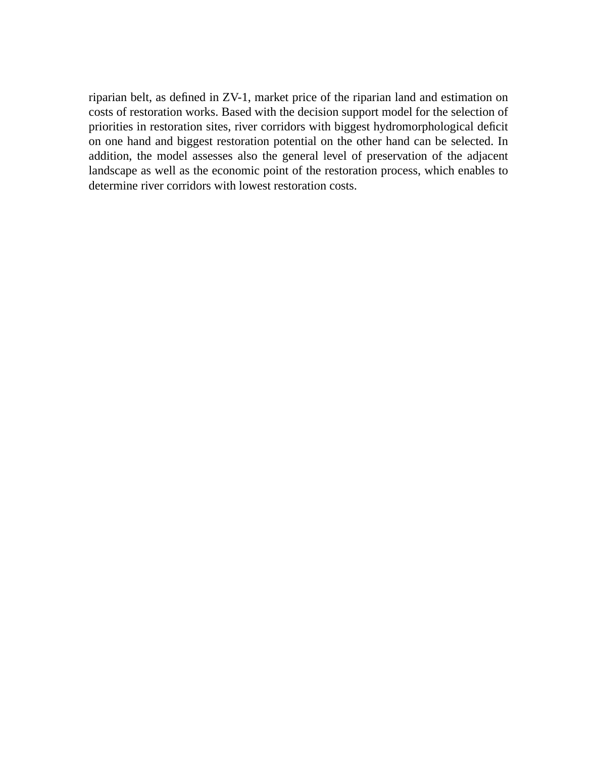riparian belt, as defined in ZV-1, market price of the riparian land and estimation on costs of restoration works. Based with the decision support model for the selection of priorities in restoration sites, river corridors with biggest hydromorphological deficit on one hand and biggest restoration potential on the other hand can be selected. In addition, the model assesses also the general level of preservation of the adjacent landscape as well as the economic point of the restoration process, which enables to determine river corridors with lowest restoration costs.